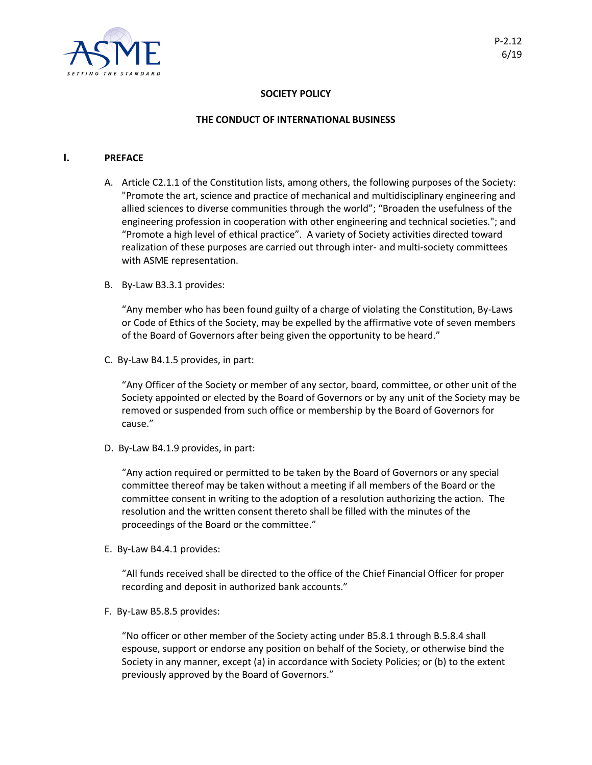P-2.12
6/19

**SOCIETY POLICY**

**THE CONDUCT OF INTERNATIONAL BUSINESS**

## I. PREFACE

A. Article C2.1.1 of the Constitution lists, among others, the following purposes of the Society: "Promote the art, science and practice of mechanical and multidisciplinary engineering and allied sciences to diverse communities through the world"; "Broaden the usefulness of the engineering profession in cooperation with other engineering and technical societies."; and "Promote a high level of ethical practice". A variety of Society activities directed toward realization of these purposes are carried out through inter- and multi-society committees with ASME representation.

B. By-Law B3.3.1 provides:

"Any member who has been found guilty of a charge of violating the Constitution, By-Laws or Code of Ethics of the Society, may be expelled by the affirmative vote of seven members of the Board of Governors after being given the opportunity to be heard."

C. By-Law B4.1.5 provides, in part:

"Any Officer of the Society or member of any sector, board, committee, or other unit of the Society appointed or elected by the Board of Governors or by any unit of the Society may be removed or suspended from such office or membership by the Board of Governors for cause."

D. By-Law B4.1.9 provides, in part:

"Any action required or permitted to be taken by the Board of Governors or any special committee thereof may be taken without a meeting if all members of the Board or the committee consent in writing to the adoption of a resolution authorizing the action. The resolution and the written consent thereto shall be filled with the minutes of the proceedings of the Board or the committee."

E. By-Law B4.4.1 provides:

"All funds received shall be directed to the office of the Chief Financial Officer for proper recording and deposit in authorized bank accounts."

F. By-Law B5.8.5 provides:

"No officer or other member of the Society acting under B5.8.1 through B.5.8.4 shall espouse, support or endorse any position on behalf of the Society, or otherwise bind the Society in any manner, except (a) in accordance with Society Policies; or (b) to the extent previously approved by the Board of Governors."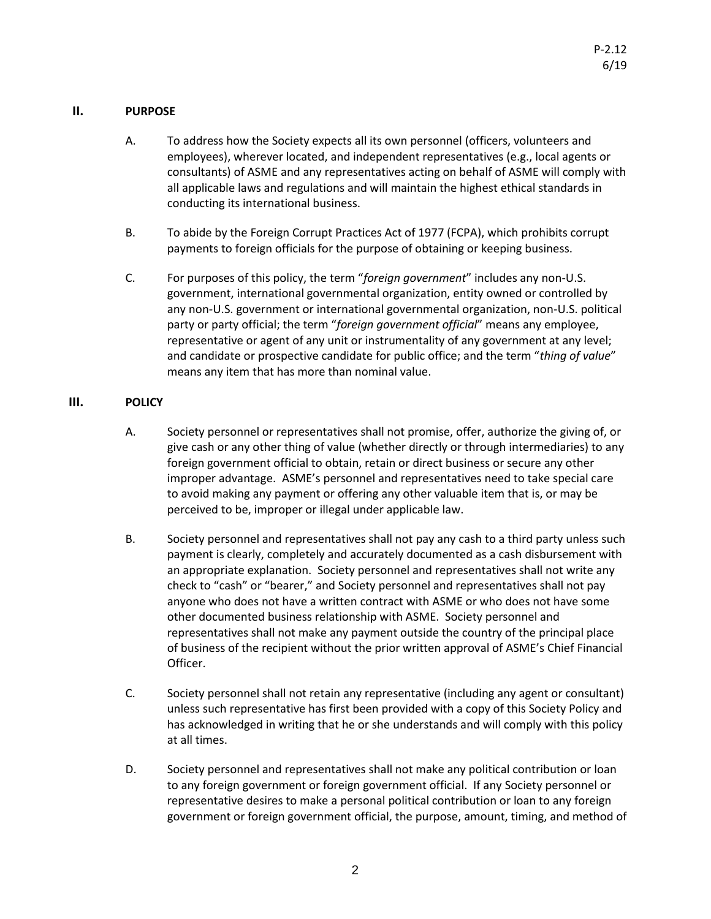## II. PURPOSE

A. To address how the Society expects all its own personnel (officers, volunteers and employees), wherever located, and independent representatives (e.g., local agents or consultants) of ASME and any representatives acting on behalf of ASME will comply with all applicable laws and regulations and will maintain the highest ethical standards in conducting its international business.

B. To abide by the Foreign Corrupt Practices Act of 1977 (FCPA), which prohibits corrupt payments to foreign officials for the purpose of obtaining or keeping business.

C. For purposes of this policy, the term "*foreign government*" includes any non-U.S. government, international governmental organization, entity owned or controlled by any non-U.S. government or international governmental organization, non-U.S. political party or party official; the term "*foreign government official*" means any employee, representative or agent of any unit or instrumentality of any government at any level; and candidate or prospective candidate for public office; and the term "*thing of value*" means any item that has more than nominal value.

## III. POLICY

A. Society personnel or representatives shall not promise, offer, authorize the giving of, or give cash or any other thing of value (whether directly or through intermediaries) to any foreign government official to obtain, retain or direct business or secure any other improper advantage. ASME's personnel and representatives need to take special care to avoid making any payment or offering any other valuable item that is, or may be perceived to be, improper or illegal under applicable law.

B. Society personnel and representatives shall not pay any cash to a third party unless such payment is clearly, completely and accurately documented as a cash disbursement with an appropriate explanation. Society personnel and representatives shall not write any check to "cash" or "bearer," and Society personnel and representatives shall not pay anyone who does not have a written contract with ASME or who does not have some other documented business relationship with ASME. Society personnel and representatives shall not make any payment outside the country of the principal place of business of the recipient without the prior written approval of ASME's Chief Financial Officer.

C. Society personnel shall not retain any representative (including any agent or consultant) unless such representative has first been provided with a copy of this Society Policy and has acknowledged in writing that he or she understands and will comply with this policy at all times.

D. Society personnel and representatives shall not make any political contribution or loan to any foreign government or foreign government official. If any Society personnel or representative desires to make a personal political contribution or loan to any foreign government or foreign government official, the purpose, amount, timing, and method of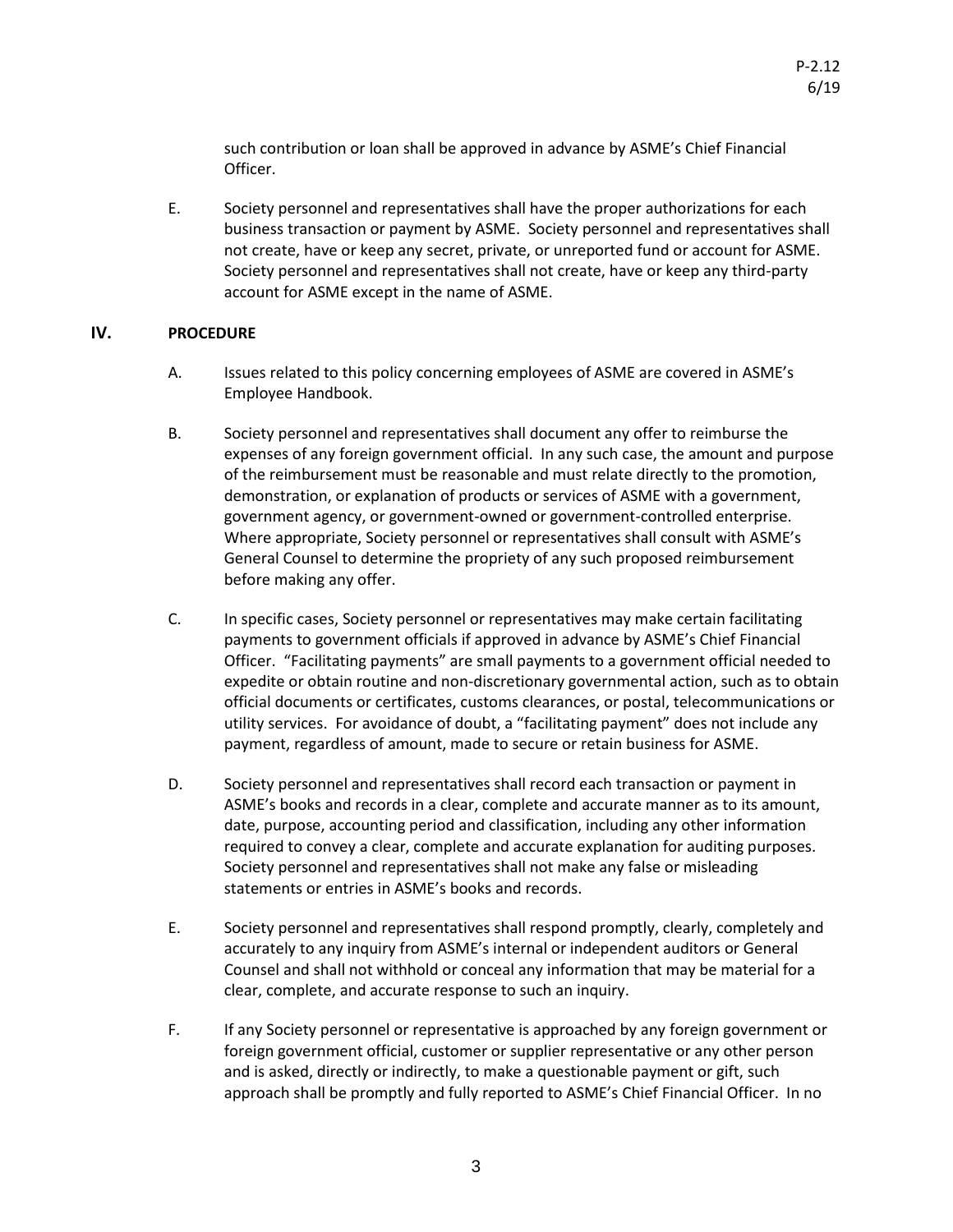such contribution or loan shall be approved in advance by ASME's Chief Financial Officer.

E. Society personnel and representatives shall have the proper authorizations for each business transaction or payment by ASME. Society personnel and representatives shall not create, have or keep any secret, private, or unreported fund or account for ASME. Society personnel and representatives shall not create, have or keep any third-party account for ASME except in the name of ASME.

## IV. PROCEDURE

A. Issues related to this policy concerning employees of ASME are covered in ASME's Employee Handbook.

B. Society personnel and representatives shall document any offer to reimburse the expenses of any foreign government official. In any such case, the amount and purpose of the reimbursement must be reasonable and must relate directly to the promotion, demonstration, or explanation of products or services of ASME with a government, government agency, or government-owned or government-controlled enterprise. Where appropriate, Society personnel or representatives shall consult with ASME's General Counsel to determine the propriety of any such proposed reimbursement before making any offer.

C. In specific cases, Society personnel or representatives may make certain facilitating payments to government officials if approved in advance by ASME's Chief Financial Officer. "Facilitating payments" are small payments to a government official needed to expedite or obtain routine and non-discretionary governmental action, such as to obtain official documents or certificates, customs clearances, or postal, telecommunications or utility services. For avoidance of doubt, a "facilitating payment" does not include any payment, regardless of amount, made to secure or retain business for ASME.

D. Society personnel and representatives shall record each transaction or payment in ASME's books and records in a clear, complete and accurate manner as to its amount, date, purpose, accounting period and classification, including any other information required to convey a clear, complete and accurate explanation for auditing purposes. Society personnel and representatives shall not make any false or misleading statements or entries in ASME's books and records.

E. Society personnel and representatives shall respond promptly, clearly, completely and accurately to any inquiry from ASME's internal or independent auditors or General Counsel and shall not withhold or conceal any information that may be material for a clear, complete, and accurate response to such an inquiry.

F. If any Society personnel or representative is approached by any foreign government or foreign government official, customer or supplier representative or any other person and is asked, directly or indirectly, to make a questionable payment or gift, such approach shall be promptly and fully reported to ASME's Chief Financial Officer. In no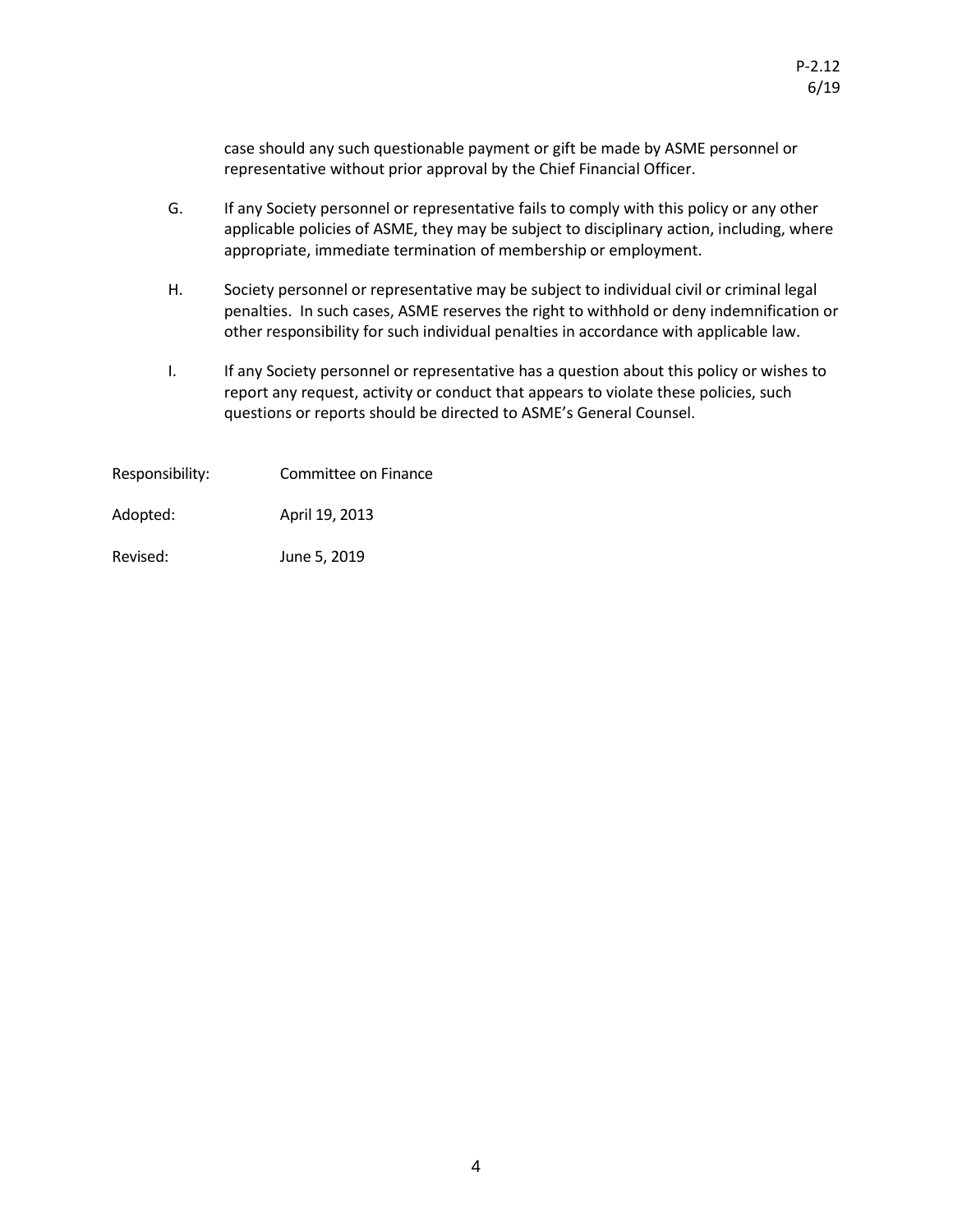case should any such questionable payment or gift be made by ASME personnel or representative without prior approval by the Chief Financial Officer.

G. If any Society personnel or representative fails to comply with this policy or any other applicable policies of ASME, they may be subject to disciplinary action, including, where appropriate, immediate termination of membership or employment.

H. Society personnel or representative may be subject to individual civil or criminal legal penalties. In such cases, ASME reserves the right to withhold or deny indemnification or other responsibility for such individual penalties in accordance with applicable law.

I. If any Society personnel or representative has a question about this policy or wishes to report any request, activity or conduct that appears to violate these policies, such questions or reports should be directed to ASME's General Counsel.

Responsibility: Committee on Finance

Adopted: April 19, 2013

Revised: June 5, 2019